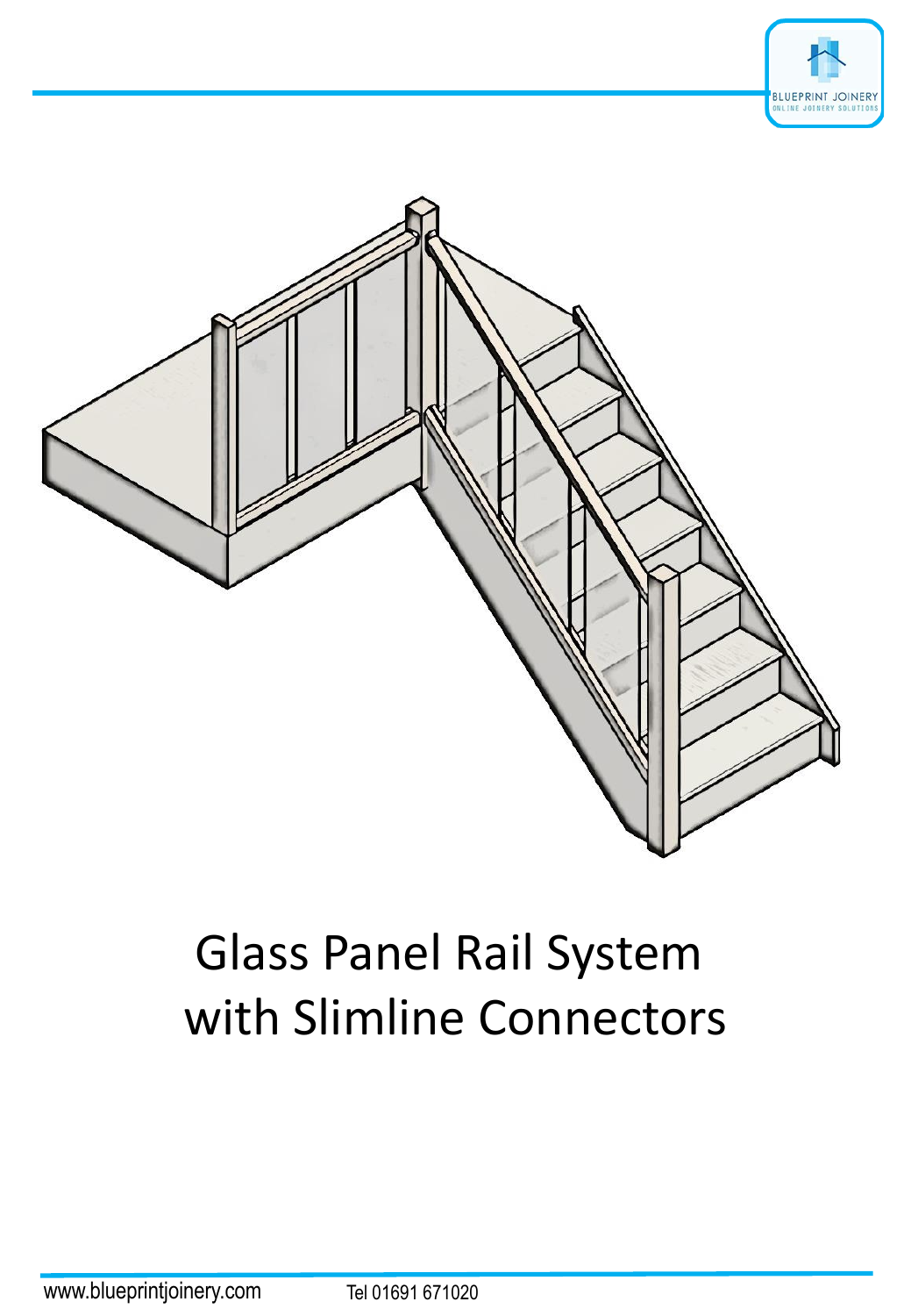# Glass Panel Rail System with Slimline Connectors

www.blueprintjoinery.com

Tel 01691 671020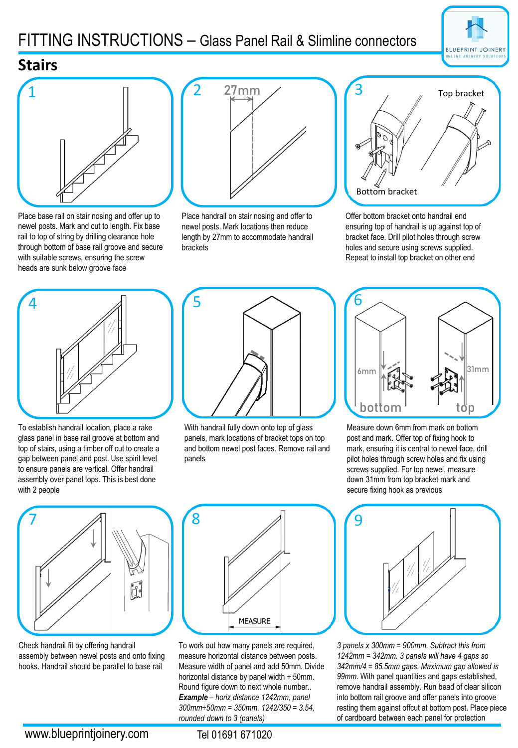# FITTING INSTRUCTIONS – Glass Panel Rail & Slimline connectors

## Stairs

**1**

Place base rail on stair nosing and offer up to newel posts. Mark and cut to length. Fix base rail to top of string by drilling clearance hole through bottom of base rail groove and secure with suitable screws, ensuring the screw heads are sunk below groove face

**2**

Place handrail on stair nosing and offer to newel posts. Mark locations then reduce length by 27mm to accommodate handrail brackets

**3**

Offer bottom bracket onto handrail end ensuring top of handrail is up against top of bracket face. Drill pilot holes through screw holes and secure using screws supplied. Repeat to install top bracket on other end

**4**

To establish handrail location, place a rake glass panel in base rail groove at bottom and top of stairs, using a timber off cut to create a gap between panel and post. Use spirit level to ensure panels are vertical. Offer handrail assembly over panel tops. This is best done with 2 people

**5**

With handrail fully down onto top of glass panels, mark locations of bracket tops on top and bottom newel post faces. Remove rail and panels

**6**

Measure down 6mm from mark on bottom post and mark. Offer top of fixing hook to mark, ensuring it is central to newel face, drill pilot holes through screw holes and fix using screws supplied. For top newel, measure down 31mm from top bracket mark and secure fixing hook as previous

**7**

Check handrail fit by offering handrail assembly between newel posts and onto fixing hooks. Handrail should be parallel to base rail

**8**

To work out how many panels are required, measure horizontal distance between posts. Measure width of panel and add 50mm. Divide horizontal distance by panel width + 50mm. Round figure down to next whole number..
***Example*** *– horiz distance 1242mm, panel 300mm+50mm = 350mm. 1242/350 = 3.54, rounded down to 3 (panels)*

**9**

*3 panels x 300mm = 900mm. Subtract this from 1242mm = 342mm. 3 panels will have 4 gaps so 342mm/4 = 85.5mm gaps. Maximum gap allowed is 99mm.* With panel quantities and gaps established, remove handrail assembly. Run bead of clear silicon into bottom rail groove and offer panels into groove resting them against offcut at bottom post. Place piece of cardboard between each panel for protection

www.blueprintjoinery.com Tel 01691 671020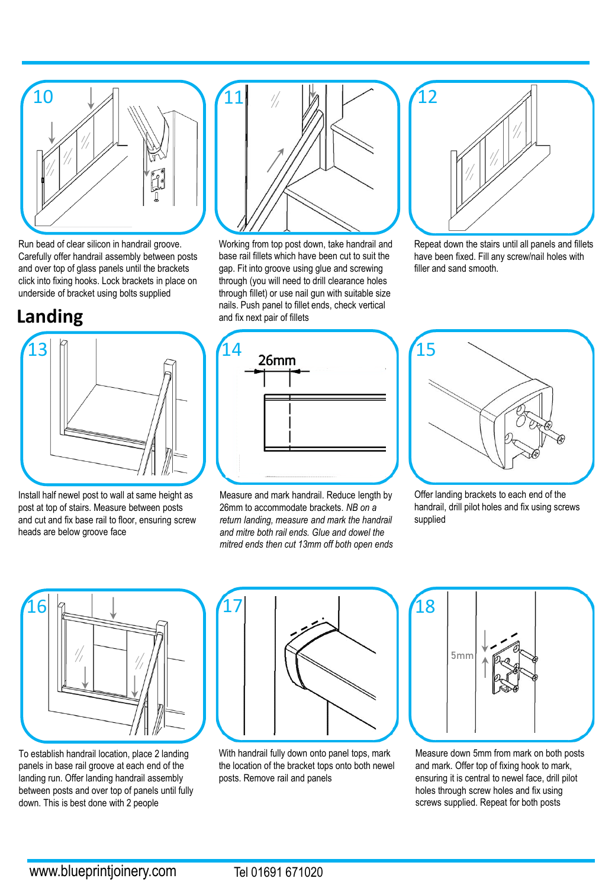10

Run bead of clear silicon in handrail groove. Carefully offer handrail assembly between posts and over top of glass panels until the brackets click into fixing hooks. Lock brackets in place on underside of bracket using bolts supplied

11

Working from top post down, take handrail and base rail fillets which have been cut to suit the gap. Fit into groove using glue and screwing through (you will need to drill clearance holes through fillet) or use nail gun with suitable size nails. Push panel to fillet ends, check vertical and fix next pair of fillets

12

Repeat down the stairs until all panels and fillets have been fixed. Fill any screw/nail holes with filler and sand smooth.

## Landing

13

Install half newel post to wall at same height as post at top of stairs. Measure between posts and cut and fix base rail to floor, ensuring screw heads are below groove face

14

26mm

Measure and mark handrail. Reduce length by 26mm to accommodate brackets. *NB on a return landing, measure and mark the handrail and mitre both rail ends. Glue and dowel the mitred ends then cut 13mm off both open ends*

15

Offer landing brackets to each end of the handrail, drill pilot holes and fix using screws supplied

16

To establish handrail location, place 2 landing panels in base rail groove at each end of the landing run. Offer landing handrail assembly between posts and over top of panels until fully down. This is best done with 2 people

17

With handrail fully down onto panel tops, mark the location of the bracket tops onto both newel posts. Remove rail and panels

18

5mm

Measure down 5mm from mark on both posts and mark. Offer top of fixing hook to mark, ensuring it is central to newel face, drill pilot holes through screw holes and fix using screws supplied. Repeat for both posts

www.blueprintjoinery.com Tel 01691 671020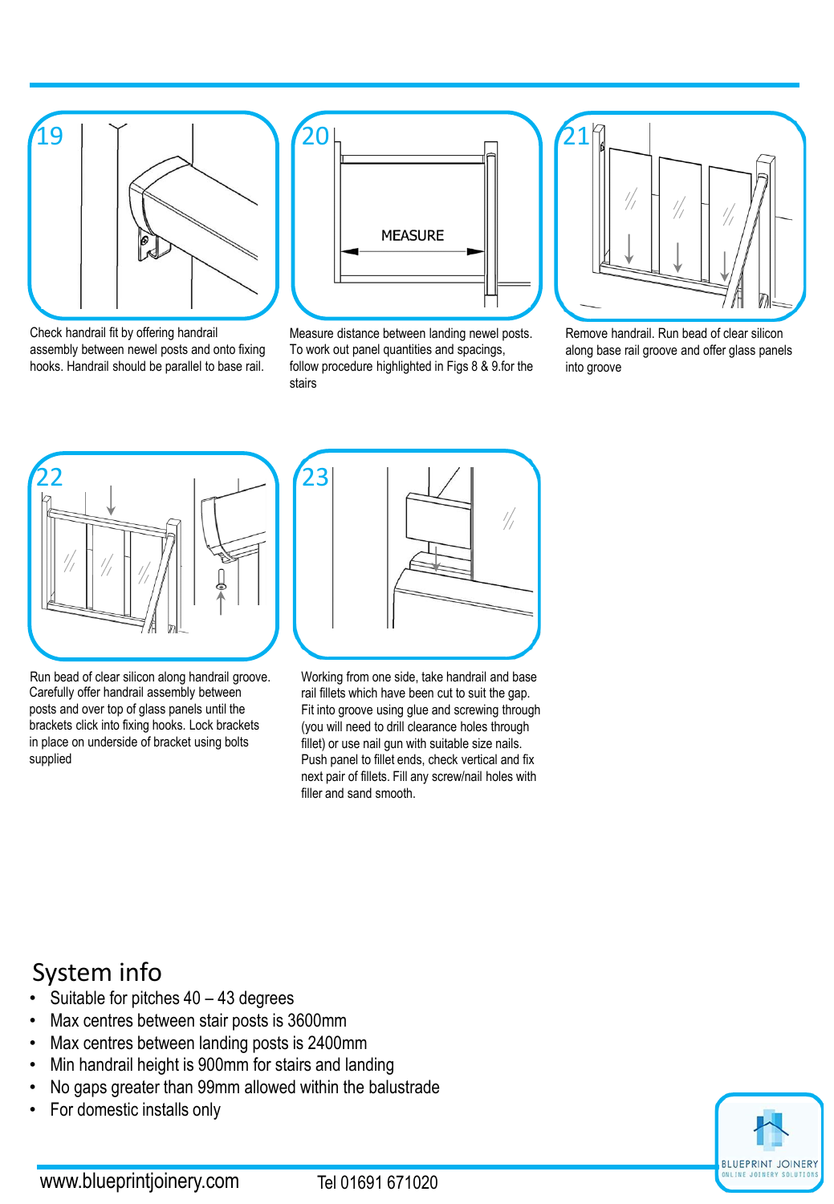19

Check handrail fit by offering handrail assembly between newel posts and onto fixing hooks. Handrail should be parallel to base rail.

20

MEASURE

Measure distance between landing newel posts. To work out panel quantities and spacings, follow procedure highlighted in Figs 8 & 9.for the stairs

21

Remove handrail. Run bead of clear silicon along base rail groove and offer glass panels into groove

22

Run bead of clear silicon along handrail groove. Carefully offer handrail assembly between posts and over top of glass panels until the brackets click into fixing hooks. Lock brackets in place on underside of bracket using bolts supplied

23

Working from one side, take handrail and base rail fillets which have been cut to suit the gap. Fit into groove using glue and screwing through (you will need to drill clearance holes through fillet) or use nail gun with suitable size nails. Push panel to fillet ends, check vertical and fix next pair of fillets. Fill any screw/nail holes with filler and sand smooth.

# System info

- Suitable for pitches 40 – 43 degrees
- Max centres between stair posts is 3600mm
- Max centres between landing posts is 2400mm
- Min handrail height is 900mm for stairs and landing
- No gaps greater than 99mm allowed within the balustrade
- For domestic installs only

BLUEPRINT JOINERY
ONLINE JOINERY SOLUTIONS

www.blueprintjoinery.com Tel 01691 671020